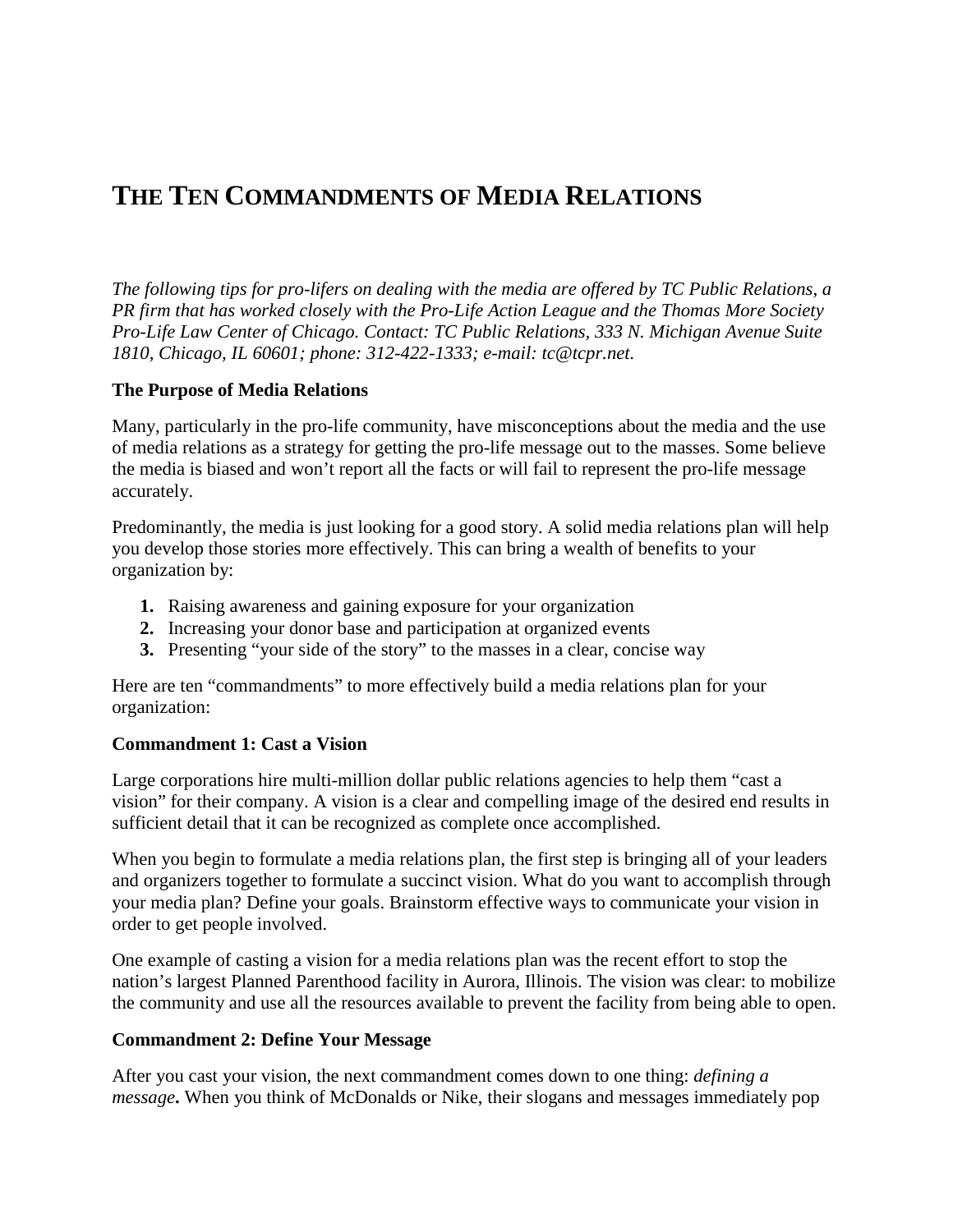# THE TEN COMMANDMENTS OF MEDIA RELATIONS

*The following tips for pro-lifers on dealing with the media are offered by TC Public Relations, a PR firm that has worked closely with the Pro-Life Action League and the Thomas More Society Pro-Life Law Center of Chicago. Contact: TC Public Relations, 333 N. Michigan Avenue Suite 1810, Chicago, IL 60601; phone: 312-422-1333; e-mail: tc@tcpr.net.*

**The Purpose of Media Relations**

Many, particularly in the pro-life community, have misconceptions about the media and the use of media relations as a strategy for getting the pro-life message out to the masses. Some believe the media is biased and won't report all the facts or will fail to represent the pro-life message accurately.

Predominantly, the media is just looking for a good story. A solid media relations plan will help you develop those stories more effectively. This can bring a wealth of benefits to your organization by:

1. Raising awareness and gaining exposure for your organization
2. Increasing your donor base and participation at organized events
3. Presenting "your side of the story" to the masses in a clear, concise way

Here are ten "commandments" to more effectively build a media relations plan for your organization:

**Commandment 1: Cast a Vision**

Large corporations hire multi-million dollar public relations agencies to help them "cast a vision" for their company. A vision is a clear and compelling image of the desired end results in sufficient detail that it can be recognized as complete once accomplished.

When you begin to formulate a media relations plan, the first step is bringing all of your leaders and organizers together to formulate a succinct vision. What do you want to accomplish through your media plan? Define your goals. Brainstorm effective ways to communicate your vision in order to get people involved.

One example of casting a vision for a media relations plan was the recent effort to stop the nation's largest Planned Parenthood facility in Aurora, Illinois. The vision was clear: to mobilize the community and use all the resources available to prevent the facility from being able to open.

**Commandment 2: Define Your Message**

After you cast your vision, the next commandment comes down to one thing: *defining a message***.** When you think of McDonalds or Nike, their slogans and messages immediately pop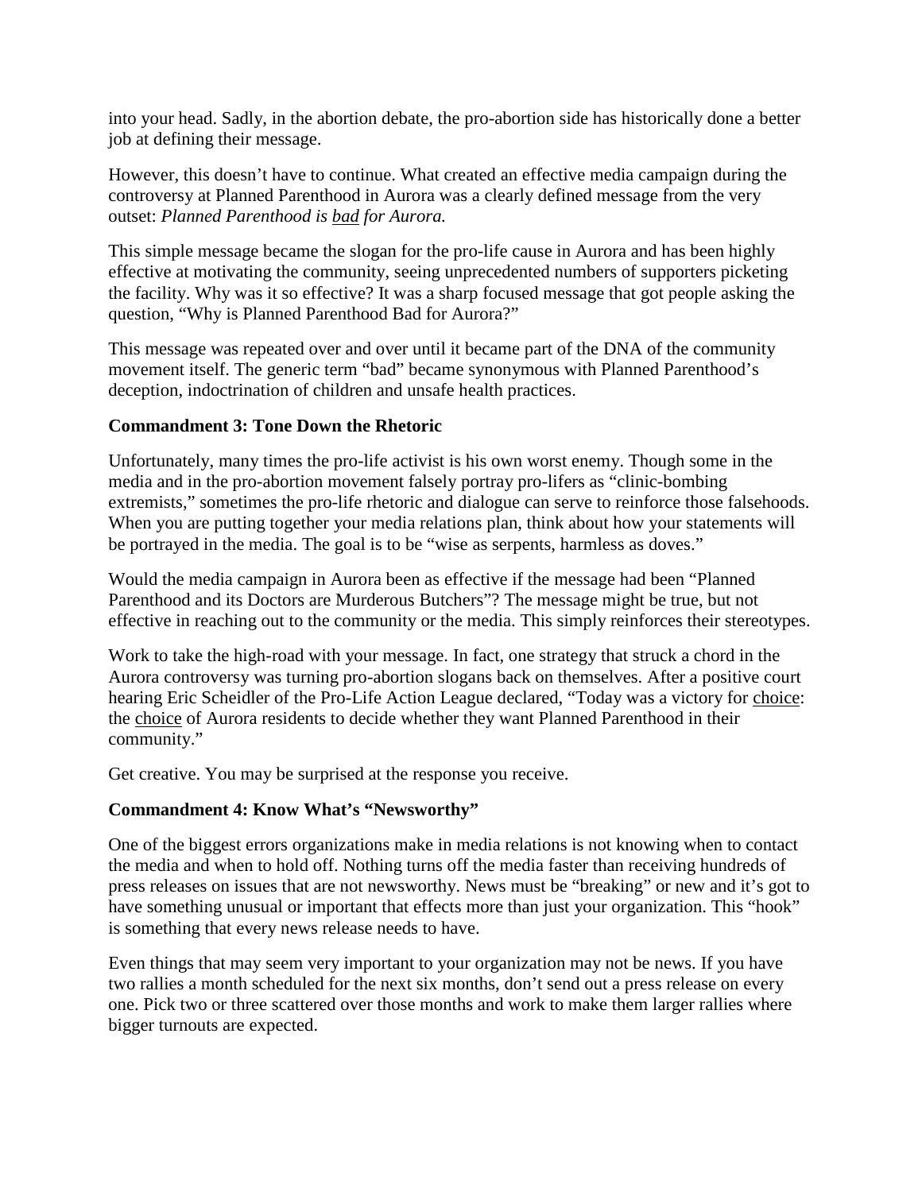into your head. Sadly, in the abortion debate, the pro-abortion side has historically done a better job at defining their message.

However, this doesn't have to continue. What created an effective media campaign during the controversy at Planned Parenthood in Aurora was a clearly defined message from the very outset: *Planned Parenthood is <u>bad</u> for Aurora.*

This simple message became the slogan for the pro-life cause in Aurora and has been highly effective at motivating the community, seeing unprecedented numbers of supporters picketing the facility. Why was it so effective? It was a sharp focused message that got people asking the question, "Why is Planned Parenthood Bad for Aurora?"

This message was repeated over and over until it became part of the DNA of the community movement itself. The generic term "bad" became synonymous with Planned Parenthood's deception, indoctrination of children and unsafe health practices.

**Commandment 3: Tone Down the Rhetoric**

Unfortunately, many times the pro-life activist is his own worst enemy. Though some in the media and in the pro-abortion movement falsely portray pro-lifers as "clinic-bombing extremists," sometimes the pro-life rhetoric and dialogue can serve to reinforce those falsehoods. When you are putting together your media relations plan, think about how your statements will be portrayed in the media. The goal is to be "wise as serpents, harmless as doves."

Would the media campaign in Aurora been as effective if the message had been "Planned Parenthood and its Doctors are Murderous Butchers"? The message might be true, but not effective in reaching out to the community or the media. This simply reinforces their stereotypes.

Work to take the high-road with your message. In fact, one strategy that struck a chord in the Aurora controversy was turning pro-abortion slogans back on themselves. After a positive court hearing Eric Scheidler of the Pro-Life Action League declared, "Today was a victory for <u>choice</u>: the <u>choice</u> of Aurora residents to decide whether they want Planned Parenthood in their community."

Get creative. You may be surprised at the response you receive.

**Commandment 4: Know What's "Newsworthy"**

One of the biggest errors organizations make in media relations is not knowing when to contact the media and when to hold off. Nothing turns off the media faster than receiving hundreds of press releases on issues that are not newsworthy. News must be "breaking" or new and it's got to have something unusual or important that effects more than just your organization. This "hook" is something that every news release needs to have.

Even things that may seem very important to your organization may not be news. If you have two rallies a month scheduled for the next six months, don't send out a press release on every one. Pick two or three scattered over those months and work to make them larger rallies where bigger turnouts are expected.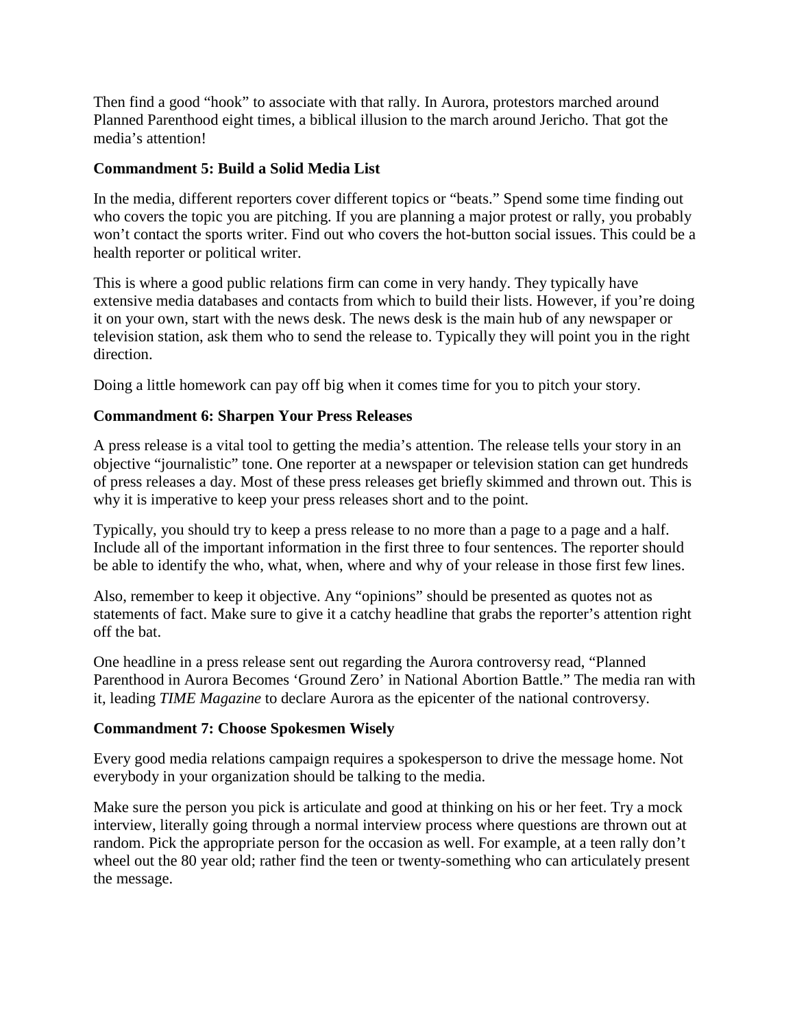Then find a good "hook" to associate with that rally. In Aurora, protestors marched around Planned Parenthood eight times, a biblical illusion to the march around Jericho. That got the media's attention!

**Commandment 5: Build a Solid Media List**

In the media, different reporters cover different topics or "beats." Spend some time finding out who covers the topic you are pitching. If you are planning a major protest or rally, you probably won't contact the sports writer. Find out who covers the hot-button social issues. This could be a health reporter or political writer.

This is where a good public relations firm can come in very handy. They typically have extensive media databases and contacts from which to build their lists. However, if you're doing it on your own, start with the news desk. The news desk is the main hub of any newspaper or television station, ask them who to send the release to. Typically they will point you in the right direction.

Doing a little homework can pay off big when it comes time for you to pitch your story.

**Commandment 6: Sharpen Your Press Releases**

A press release is a vital tool to getting the media's attention. The release tells your story in an objective "journalistic" tone. One reporter at a newspaper or television station can get hundreds of press releases a day. Most of these press releases get briefly skimmed and thrown out. This is why it is imperative to keep your press releases short and to the point.

Typically, you should try to keep a press release to no more than a page to a page and a half. Include all of the important information in the first three to four sentences. The reporter should be able to identify the who, what, when, where and why of your release in those first few lines.

Also, remember to keep it objective. Any "opinions" should be presented as quotes not as statements of fact. Make sure to give it a catchy headline that grabs the reporter's attention right off the bat.

One headline in a press release sent out regarding the Aurora controversy read, "Planned Parenthood in Aurora Becomes 'Ground Zero' in National Abortion Battle." The media ran with it, leading *TIME Magazine* to declare Aurora as the epicenter of the national controversy.

**Commandment 7: Choose Spokesmen Wisely**

Every good media relations campaign requires a spokesperson to drive the message home. Not everybody in your organization should be talking to the media.

Make sure the person you pick is articulate and good at thinking on his or her feet. Try a mock interview, literally going through a normal interview process where questions are thrown out at random. Pick the appropriate person for the occasion as well. For example, at a teen rally don't wheel out the 80 year old; rather find the teen or twenty-something who can articulately present the message.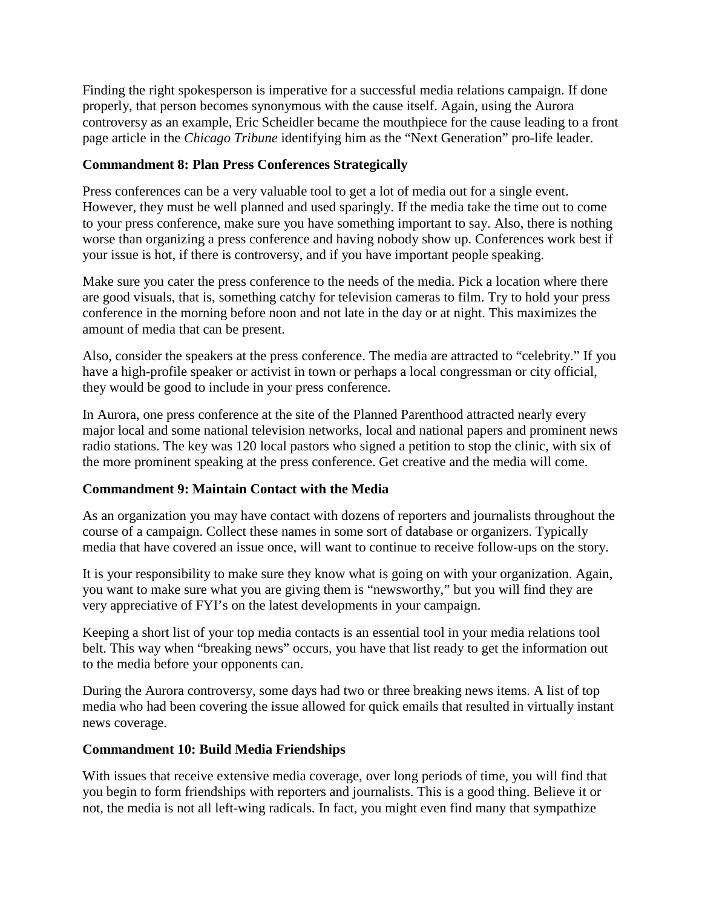Finding the right spokesperson is imperative for a successful media relations campaign. If done properly, that person becomes synonymous with the cause itself. Again, using the Aurora controversy as an example, Eric Scheidler became the mouthpiece for the cause leading to a front page article in the *Chicago Tribune* identifying him as the "Next Generation" pro-life leader.

**Commandment 8: Plan Press Conferences Strategically**

Press conferences can be a very valuable tool to get a lot of media out for a single event. However, they must be well planned and used sparingly. If the media take the time out to come to your press conference, make sure you have something important to say. Also, there is nothing worse than organizing a press conference and having nobody show up. Conferences work best if your issue is hot, if there is controversy, and if you have important people speaking.

Make sure you cater the press conference to the needs of the media. Pick a location where there are good visuals, that is, something catchy for television cameras to film. Try to hold your press conference in the morning before noon and not late in the day or at night. This maximizes the amount of media that can be present.

Also, consider the speakers at the press conference. The media are attracted to "celebrity." If you have a high-profile speaker or activist in town or perhaps a local congressman or city official, they would be good to include in your press conference.

In Aurora, one press conference at the site of the Planned Parenthood attracted nearly every major local and some national television networks, local and national papers and prominent news radio stations. The key was 120 local pastors who signed a petition to stop the clinic, with six of the more prominent speaking at the press conference. Get creative and the media will come.

**Commandment 9: Maintain Contact with the Media**

As an organization you may have contact with dozens of reporters and journalists throughout the course of a campaign. Collect these names in some sort of database or organizers. Typically media that have covered an issue once, will want to continue to receive follow-ups on the story.

It is your responsibility to make sure they know what is going on with your organization. Again, you want to make sure what you are giving them is "newsworthy," but you will find they are very appreciative of FYI's on the latest developments in your campaign.

Keeping a short list of your top media contacts is an essential tool in your media relations tool belt. This way when "breaking news" occurs, you have that list ready to get the information out to the media before your opponents can.

During the Aurora controversy, some days had two or three breaking news items. A list of top media who had been covering the issue allowed for quick emails that resulted in virtually instant news coverage.

**Commandment 10: Build Media Friendships**

With issues that receive extensive media coverage, over long periods of time, you will find that you begin to form friendships with reporters and journalists. This is a good thing. Believe it or not, the media is not all left-wing radicals. In fact, you might even find many that sympathize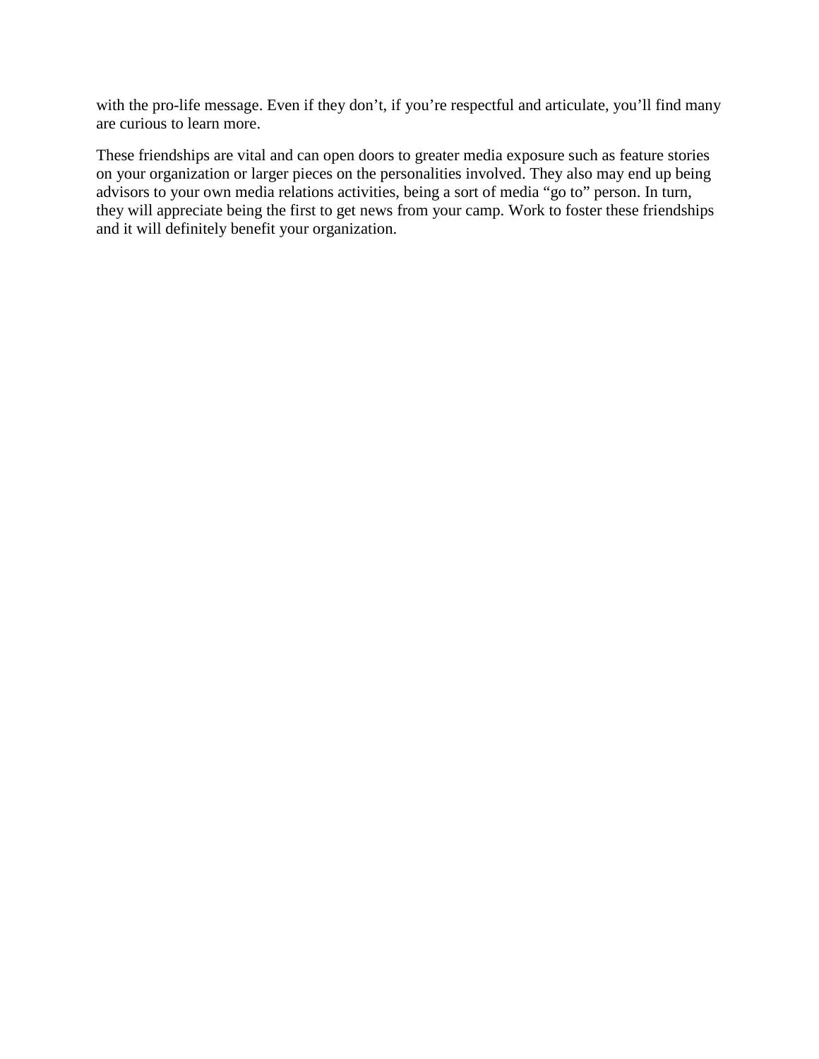with the pro-life message. Even if they don't, if you're respectful and articulate, you'll find many are curious to learn more.

These friendships are vital and can open doors to greater media exposure such as feature stories on your organization or larger pieces on the personalities involved. They also may end up being advisors to your own media relations activities, being a sort of media "go to" person. In turn, they will appreciate being the first to get news from your camp. Work to foster these friendships and it will definitely benefit your organization.